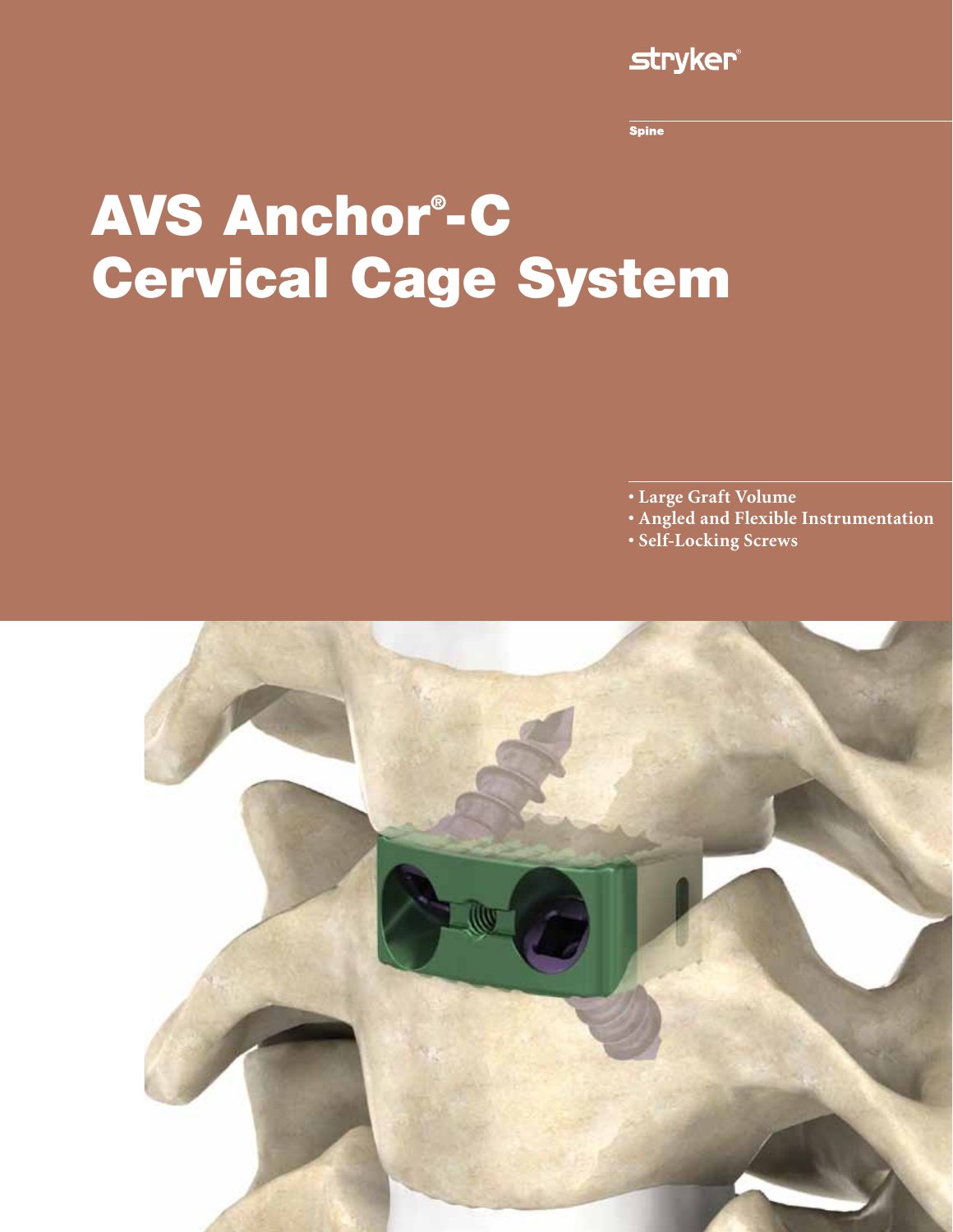stryker®

Spine

# AVS Anchor®-C Cervical Cage System

- Large Graft Volume
- Angled and Flexible Instrumentation
- Self-Locking Screws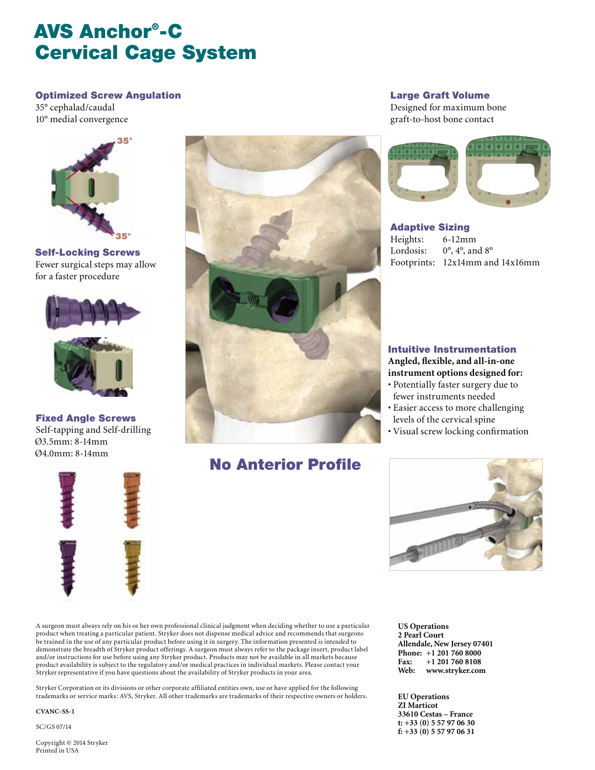# AVS Anchor®-C Cervical Cage System

### Optimized Screw Angulation

35° cephalad/caudal
10° medial convergence

35°

35°

### Self-Locking Screws

Fewer surgical steps may allow for a faster procedure

### Fixed Angle Screws

Self-tapping and Self-drilling
Ø3.5mm: 8-14mm
Ø4.0mm: 8-14mm

## No Anterior Profile

### Large Graft Volume

Designed for maximum bone graft-to-host bone contact

### Adaptive Sizing

| | |
|---|---|
| Heights: | 6-12mm |
| Lordosis: | 0°, 4°, and 8° |
| Footprints: | 12x14mm and 14x16mm |

### Intuitive Instrumentation

**Angled, flexible, and all-in-one instrument options designed for:**

- Potentially faster surgery due to fewer instruments needed
- Easier access to more challenging levels of the cervical spine
- Visual screw locking confirmation

A surgeon must always rely on his or her own professional clinical judgment when deciding whether to use a particular product when treating a particular patient. Stryker does not dispense medical advice and recommends that surgeons be trained in the use of any particular product before using it in surgery. The information presented is intended to demonstrate the breadth of Stryker product offerings. A surgeon must always refer to the package insert, product label and/or instructions for use before using any Stryker product. Products may not be available in all markets because product availability is subject to the regulatory and/or medical practices in individual markets. Please contact your Stryker representative if you have questions about the availability of Stryker products in your area.

Stryker Corporation or its divisions or other corporate affiliated entities own, use or have applied for the following trademarks or service marks: AVS, Stryker. All other trademarks are trademarks of their respective owners or holders.

**CVANC-SS-1**

SC/GS 07/14

Copyright © 2014 Stryker
Printed in USA

**US Operations**
**2 Pearl Court**
**Allendale, New Jersey 07401**
**Phone: +1 201 760 8000**
**Fax: +1 201 760 8108**
**Web: www.stryker.com**

**EU Operations**
**ZI Marticot**
**33610 Cestas – France**
**t: +33 (0) 5 57 97 06 30**
**f: +33 (0) 5 57 97 06 31**